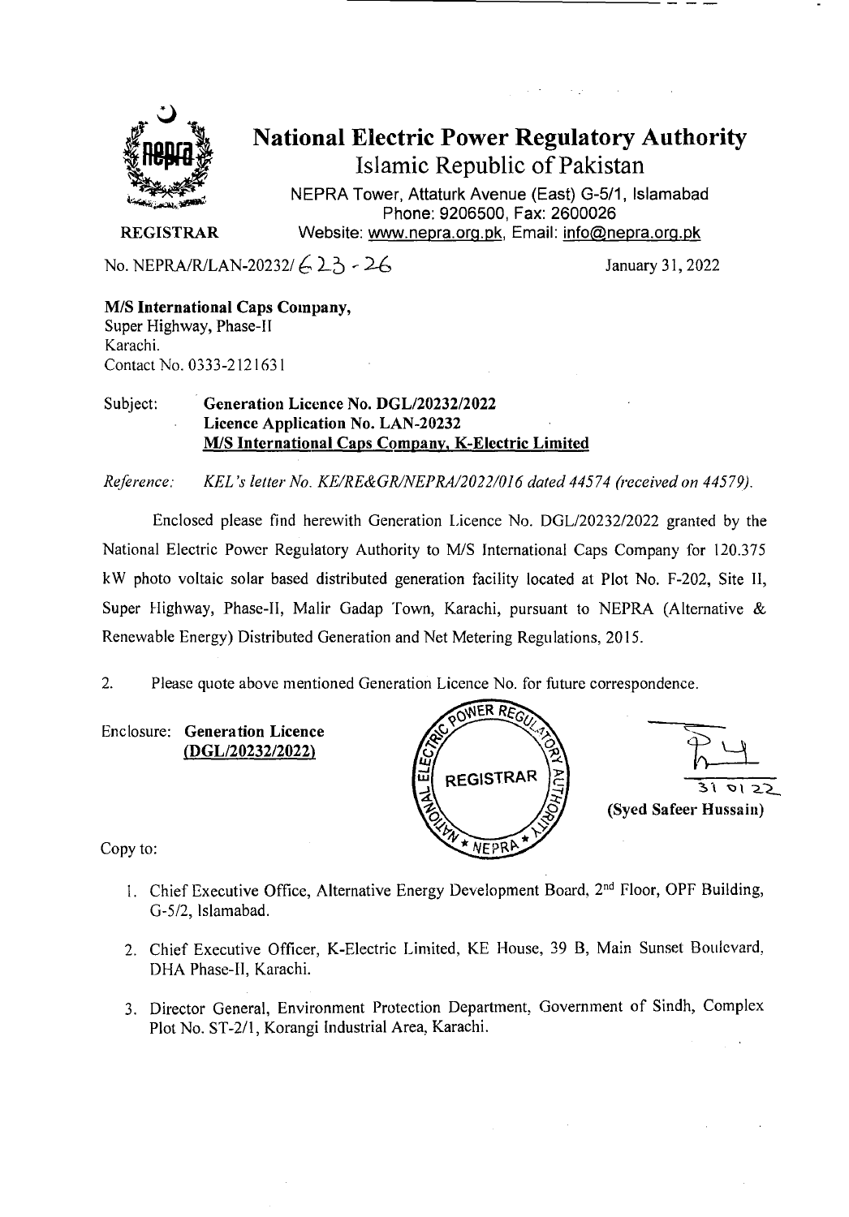# National Electric Power Regulatory Authority

## Islamic Republic of Pakistan

NEPRA Tower, Attaturk Avenue (East) G-5/1, Islamabad
Phone: 9206500, Fax: 2600026
Website: www.nepra.org.pk, Email: info@nepra.org.pk

**REGISTRAR**

No. NEPRA/R/LAN-20232/ 623 - 26

January 31, 2022

**M/S International Caps Company,**
Super Highway, Phase-II
Karachi.
Contact No. 0333-2121631

Subject: **Generation Licence No. DGL/20232/2022**
**Licence Application No. LAN-20232**
**M/S International Caps Company, K-Electric Limited**

*Reference: KEL's letter No. KE/RE&GR/NEPRA/2022/016 dated 44574 (received on 44579).*

Enclosed please find herewith Generation Licence No. DGL/20232/2022 granted by the National Electric Power Regulatory Authority to M/S International Caps Company for 120.375 kW photo voltaic solar based distributed generation facility located at Plot No. F-202, Site II, Super Highway, Phase-II, Malir Gadap Town, Karachi, pursuant to NEPRA (Alternative & Renewable Energy) Distributed Generation and Net Metering Regulations, 2015.

2. Please quote above mentioned Generation Licence No. for future correspondence.

Enclosure: **Generation Licence**
**(DGL/20232/2022)**

31 01 22
**(Syed Safeer Hussain)**

Copy to:

1. Chief Executive Office, Alternative Energy Development Board, 2nd Floor, OPF Building, G-5/2, Islamabad.
2. Chief Executive Officer, K-Electric Limited, KE House, 39 B, Main Sunset Boulevard, DHA Phase-II, Karachi.
3. Director General, Environment Protection Department, Government of Sindh, Complex Plot No. ST-2/1, Korangi Industrial Area, Karachi.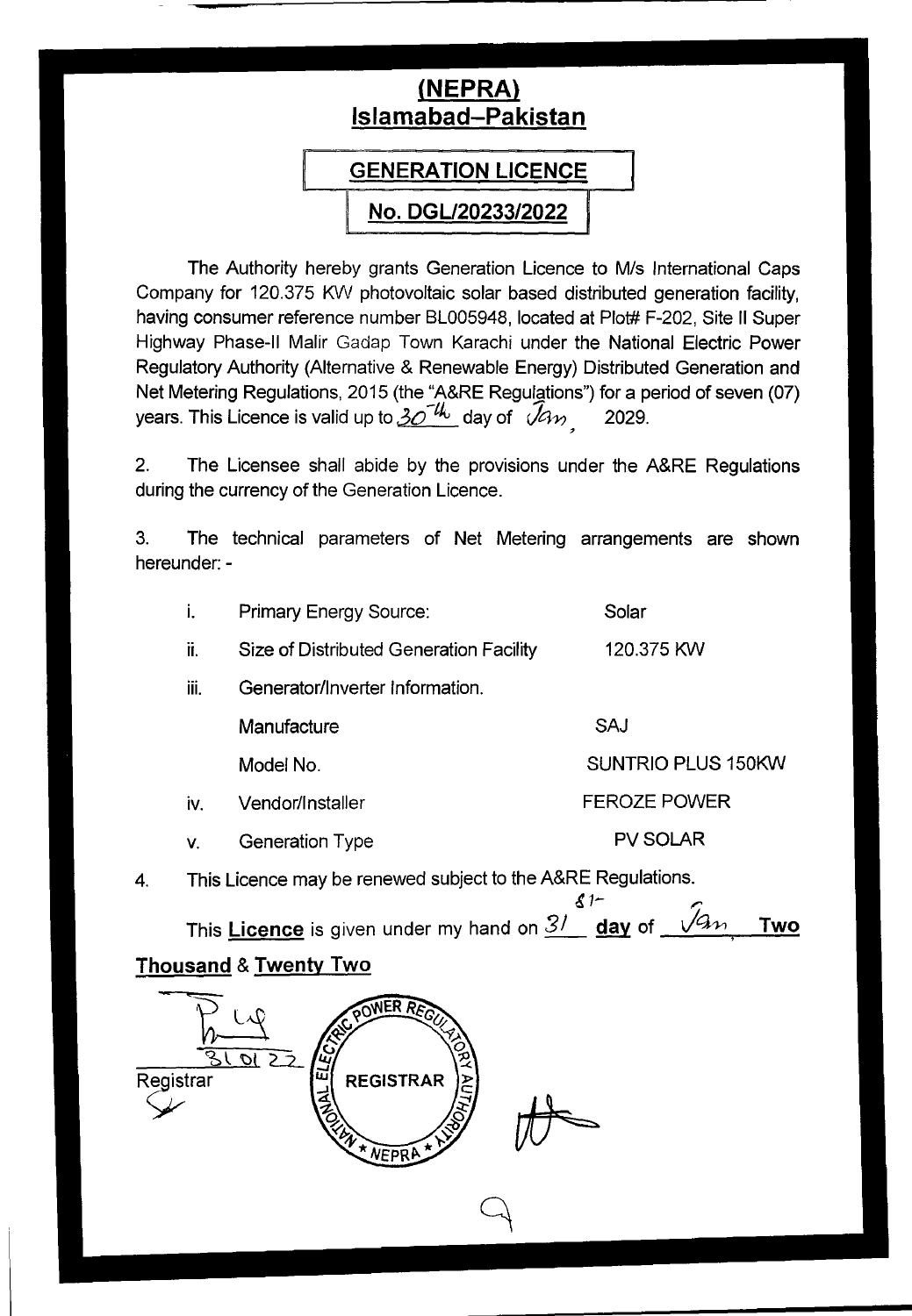# (NEPRA)
# Islamabad–Pakistan

## GENERATION LICENCE

## No. DGL/20233/2022

The Authority hereby grants Generation Licence to M/s International Caps Company for 120.375 KW photovoltaic solar based distributed generation facility, having consumer reference number BL005948, located at Plot# F-202, Site II Super Highway Phase-II Malir Gadap Town Karachi under the National Electric Power Regulatory Authority (Alternative & Renewable Energy) Distributed Generation and Net Metering Regulations, 2015 (the "A&RE Regulations") for a period of seven (07) years. This Licence is valid up to 30th day of Jan, 2029.

2. The Licensee shall abide by the provisions under the A&RE Regulations during the currency of the Generation Licence.

3. The technical parameters of Net Metering arrangements are shown hereunder: -

| | | |
|---|---|---|
| i. | Primary Energy Source: | Solar |
| ii. | Size of Distributed Generation Facility | 120.375 KW |
| iii. | Generator/Inverter Information. | |
| | Manufacture | SAJ |
| | Model No. | SUNTRIO PLUS 150KW |
| iv. | Vendor/Installer | FEROZE POWER |
| v. | Generation Type | PV SOLAR |

4. This Licence may be renewed subject to the A&RE Regulations.

This **Licence** is given under my hand on 31st **day** of Jan, **Two Thousand** & **Twenty Two**

31.01.22

Registrar

REGISTRAR
NATIONAL ELECTRIC POWER REGULATORY AUTHORITY
NEPRA